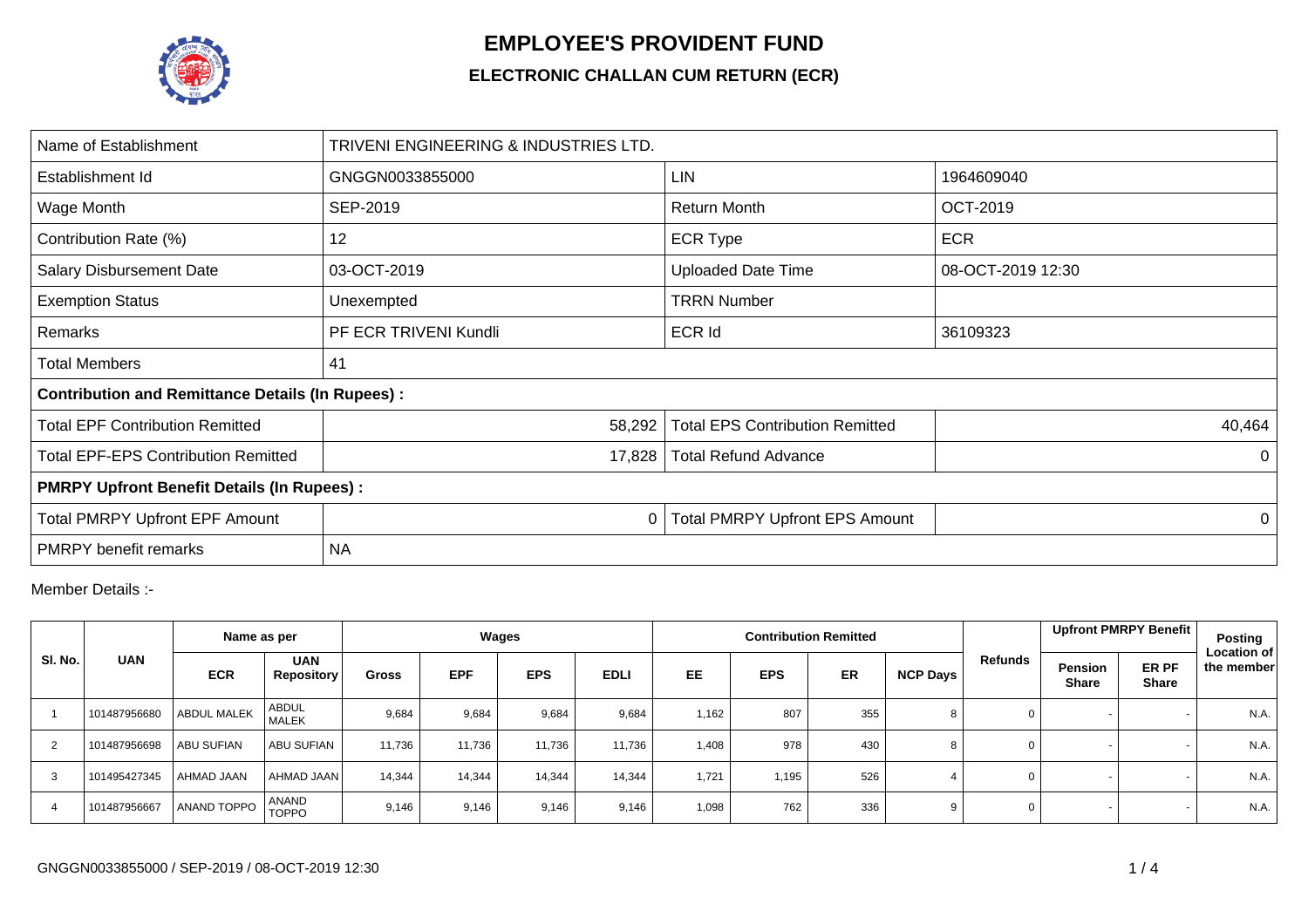# EMPLOYEE'S PROVIDENT FUND

## ELECTRONIC CHALLAN CUM RETURN (ECR)

| Name of Establishment | TRIVENI ENGINEERING & INDUSTRIES LTD. | | |
|---|---|---|---|
| Establishment Id | GNGGN0033855000 | LIN | 1964609040 |
| Wage Month | SEP-2019 | Return Month | OCT-2019 |
| Contribution Rate (%) | 12 | ECR Type | ECR |
| Salary Disbursement Date | 03-OCT-2019 | Uploaded Date Time | 08-OCT-2019 12:30 |
| Exemption Status | Unexempted | TRRN Number | |
| Remarks | PF ECR TRIVENI Kundli | ECR Id | 36109323 |
| Total Members | 41 | | |
| **Contribution and Remittance Details (In Rupees) :** | | | |
| Total EPF Contribution Remitted | 58,292 | Total EPS Contribution Remitted | 40,464 |
| Total EPF-EPS Contribution Remitted | 17,828 | Total Refund Advance | 0 |
| **PMRPY Upfront Benefit Details (In Rupees) :** | | | |
| Total PMRPY Upfront EPF Amount | 0 | Total PMRPY Upfront EPS Amount | 0 |
| PMRPY benefit remarks | NA | | |

Member Details :-

| Sl. No. | UAN | Name as per | | Wages | | | | Contribution Remitted | | | | Refunds | Upfront PMRPY Benefit | | Posting Location of the member |
|---|---|---|---|---|---|---|---|---|---|---|---|---|---|---|---|
| | | ECR | UAN Repository | Gross | EPF | EPS | EDLI | EE | EPS | ER | NCP Days | | Pension Share | ER PF Share | |
| 1 | 101487956680 | ABDUL MALEK | ABDUL MALEK | 9,684 | 9,684 | 9,684 | 9,684 | 1,162 | 807 | 355 | 8 | 0 | - | - | N.A. |
| 2 | 101487956698 | ABU SUFIAN | ABU SUFIAN | 11,736 | 11,736 | 11,736 | 11,736 | 1,408 | 978 | 430 | 8 | 0 | - | - | N.A. |
| 3 | 101495427345 | AHMAD JAAN | AHMAD JAAN | 14,344 | 14,344 | 14,344 | 14,344 | 1,721 | 1,195 | 526 | 4 | 0 | - | - | N.A. |
| 4 | 101487956667 | ANAND TOPPO | ANAND TOPPO | 9,146 | 9,146 | 9,146 | 9,146 | 1,098 | 762 | 336 | 9 | 0 | - | - | N.A. |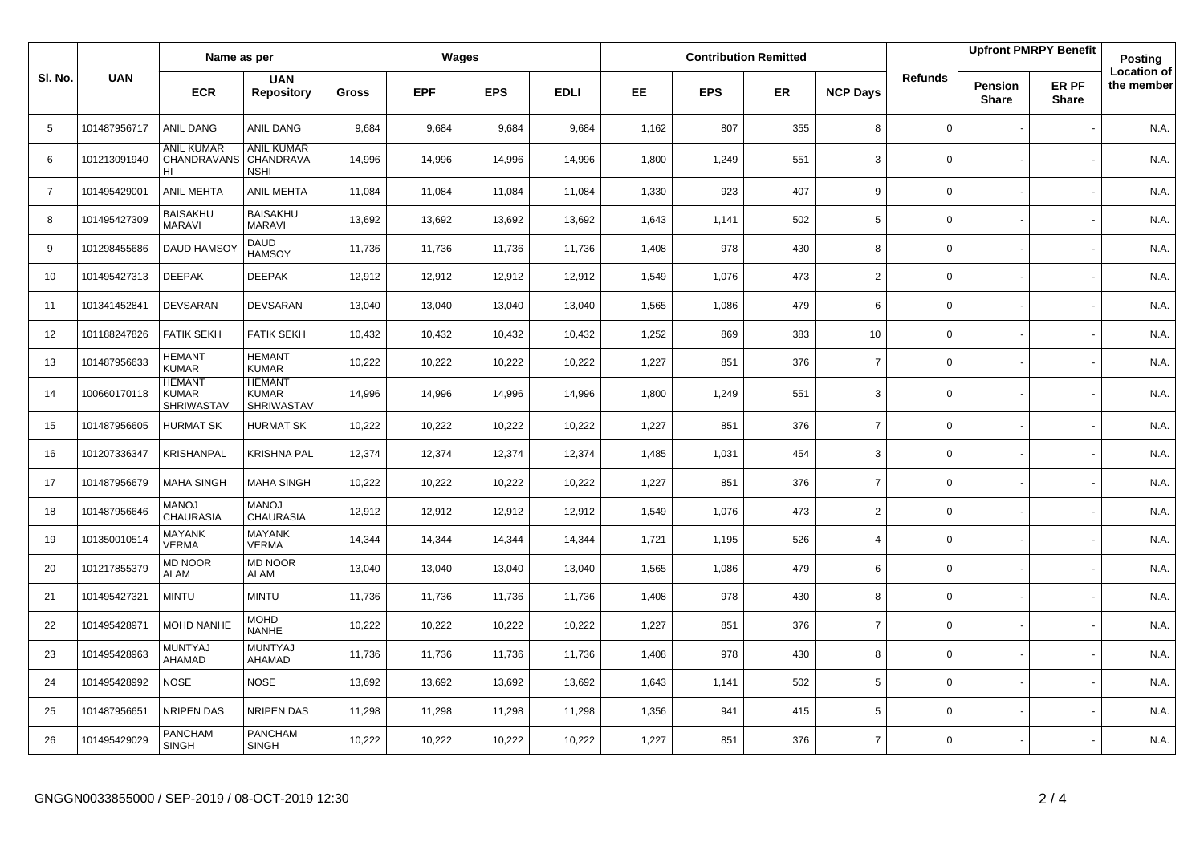| Sl. No. | UAN | Name as per | | Wages | | | | Contribution Remitted | | | | Refunds | Upfront PMRPY Benefit | | Posting Location of the member |
|---|---|---|---|---|---|---|---|---|---|---|---|---|---|---|---|
| | | ECR | UAN Repository | Gross | EPF | EPS | EDLI | EE | EPS | ER | NCP Days | | Pension Share | ER PF Share | |
| 5 | 101487956717 | ANIL DANG | ANIL DANG | 9,684 | 9,684 | 9,684 | 9,684 | 1,162 | 807 | 355 | 8 | 0 | - | - | N.A. |
| 6 | 101213091940 | ANIL KUMAR CHANDRAVANSHI | ANIL KUMAR CHANDRAVANSHI | 14,996 | 14,996 | 14,996 | 14,996 | 1,800 | 1,249 | 551 | 3 | 0 | - | - | N.A. |
| 7 | 101495429001 | ANIL MEHTA | ANIL MEHTA | 11,084 | 11,084 | 11,084 | 11,084 | 1,330 | 923 | 407 | 9 | 0 | - | - | N.A. |
| 8 | 101495427309 | BAISAKHU MARAVI | BAISAKHU MARAVI | 13,692 | 13,692 | 13,692 | 13,692 | 1,643 | 1,141 | 502 | 5 | 0 | - | - | N.A. |
| 9 | 101298455686 | DAUD HAMSOY | DAUD HAMSOY | 11,736 | 11,736 | 11,736 | 11,736 | 1,408 | 978 | 430 | 8 | 0 | - | - | N.A. |
| 10 | 101495427313 | DEEPAK | DEEPAK | 12,912 | 12,912 | 12,912 | 12,912 | 1,549 | 1,076 | 473 | 2 | 0 | - | - | N.A. |
| 11 | 101341452841 | DEVSARAN | DEVSARAN | 13,040 | 13,040 | 13,040 | 13,040 | 1,565 | 1,086 | 479 | 6 | 0 | - | - | N.A. |
| 12 | 101188247826 | FATIK SEKH | FATIK SEKH | 10,432 | 10,432 | 10,432 | 10,432 | 1,252 | 869 | 383 | 10 | 0 | - | - | N.A. |
| 13 | 101487956633 | HEMANT KUMAR | HEMANT KUMAR | 10,222 | 10,222 | 10,222 | 10,222 | 1,227 | 851 | 376 | 7 | 0 | - | - | N.A. |
| 14 | 100660170118 | HEMANT KUMAR SHRIWASTAV | HEMANT KUMAR SHRIWASTAV | 14,996 | 14,996 | 14,996 | 14,996 | 1,800 | 1,249 | 551 | 3 | 0 | - | - | N.A. |
| 15 | 101487956605 | HURMAT SK | HURMAT SK | 10,222 | 10,222 | 10,222 | 10,222 | 1,227 | 851 | 376 | 7 | 0 | - | - | N.A. |
| 16 | 101207336347 | KRISHANPAL | KRISHNA PAL | 12,374 | 12,374 | 12,374 | 12,374 | 1,485 | 1,031 | 454 | 3 | 0 | - | - | N.A. |
| 17 | 101487956679 | MAHA SINGH | MAHA SINGH | 10,222 | 10,222 | 10,222 | 10,222 | 1,227 | 851 | 376 | 7 | 0 | - | - | N.A. |
| 18 | 101487956646 | MANOJ CHAURASIA | MANOJ CHAURASIA | 12,912 | 12,912 | 12,912 | 12,912 | 1,549 | 1,076 | 473 | 2 | 0 | - | - | N.A. |
| 19 | 101350010514 | MAYANK VERMA | MAYANK VERMA | 14,344 | 14,344 | 14,344 | 14,344 | 1,721 | 1,195 | 526 | 4 | 0 | - | - | N.A. |
| 20 | 101217855379 | MD NOOR ALAM | MD NOOR ALAM | 13,040 | 13,040 | 13,040 | 13,040 | 1,565 | 1,086 | 479 | 6 | 0 | - | - | N.A. |
| 21 | 101495427321 | MINTU | MINTU | 11,736 | 11,736 | 11,736 | 11,736 | 1,408 | 978 | 430 | 8 | 0 | - | - | N.A. |
| 22 | 101495428971 | MOHD NANHE | MOHD NANHE | 10,222 | 10,222 | 10,222 | 10,222 | 1,227 | 851 | 376 | 7 | 0 | - | - | N.A. |
| 23 | 101495428963 | MUNTYAJ AHAMAD | MUNTYAJ AHAMAD | 11,736 | 11,736 | 11,736 | 11,736 | 1,408 | 978 | 430 | 8 | 0 | - | - | N.A. |
| 24 | 101495428992 | NOSE | NOSE | 13,692 | 13,692 | 13,692 | 13,692 | 1,643 | 1,141 | 502 | 5 | 0 | - | - | N.A. |
| 25 | 101487956651 | NRIPEN DAS | NRIPEN DAS | 11,298 | 11,298 | 11,298 | 11,298 | 1,356 | 941 | 415 | 5 | 0 | - | - | N.A. |
| 26 | 101495429029 | PANCHAM SINGH | PANCHAM SINGH | 10,222 | 10,222 | 10,222 | 10,222 | 1,227 | 851 | 376 | 7 | 0 | - | - | N.A. |

GNGGN0033855000 / SEP-2019 / 08-OCT-2019 12:30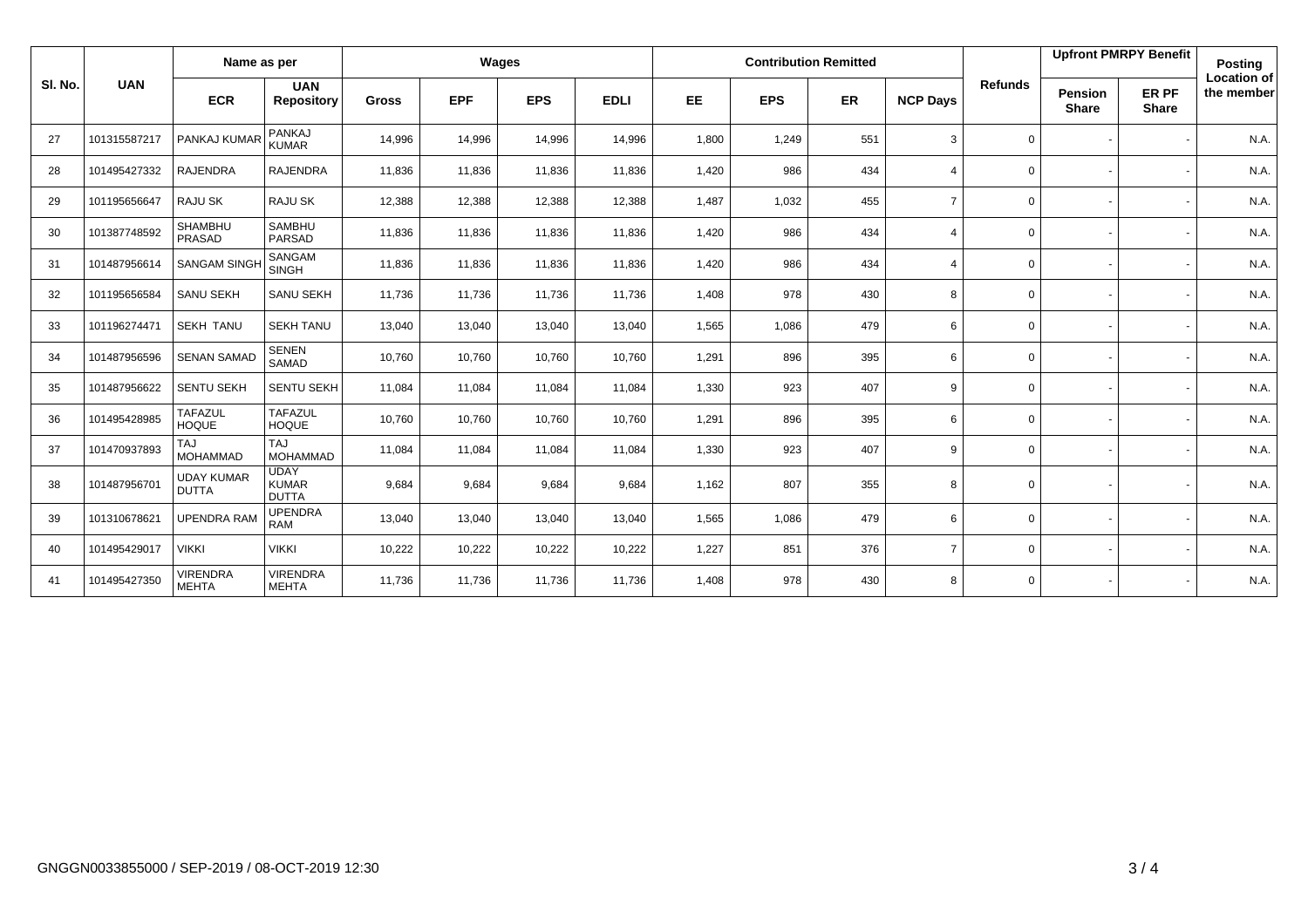| Sl. No. | UAN | Name as per | | Wages | | | | Contribution Remitted | | | | Refunds | Upfront PMRPY Benefit | | Posting Location of the member |
|---|---|---|---|---|---|---|---|---|---|---|---|---|---|---|---|
| | | ECR | UAN Repository | Gross | EPF | EPS | EDLI | EE | EPS | ER | NCP Days | | Pension Share | ER PF Share | |
| 27 | 101315587217 | PANKAJ KUMAR | PANKAJ KUMAR | 14,996 | 14,996 | 14,996 | 14,996 | 1,800 | 1,249 | 551 | 3 | 0 | - | - | N.A. |
| 28 | 101495427332 | RAJENDRA | RAJENDRA | 11,836 | 11,836 | 11,836 | 11,836 | 1,420 | 986 | 434 | 4 | 0 | - | - | N.A. |
| 29 | 101195656647 | RAJU SK | RAJU SK | 12,388 | 12,388 | 12,388 | 12,388 | 1,487 | 1,032 | 455 | 7 | 0 | - | - | N.A. |
| 30 | 101387748592 | SHAMBHU PRASAD | SAMBHU PARSAD | 11,836 | 11,836 | 11,836 | 11,836 | 1,420 | 986 | 434 | 4 | 0 | - | - | N.A. |
| 31 | 101487956614 | SANGAM SINGH | SANGAM SINGH | 11,836 | 11,836 | 11,836 | 11,836 | 1,420 | 986 | 434 | 4 | 0 | - | - | N.A. |
| 32 | 101195656584 | SANU SEKH | SANU SEKH | 11,736 | 11,736 | 11,736 | 11,736 | 1,408 | 978 | 430 | 8 | 0 | - | - | N.A. |
| 33 | 101196274471 | SEKH TANU | SEKH TANU | 13,040 | 13,040 | 13,040 | 13,040 | 1,565 | 1,086 | 479 | 6 | 0 | - | - | N.A. |
| 34 | 101487956596 | SENAN SAMAD | SENEN SAMAD | 10,760 | 10,760 | 10,760 | 10,760 | 1,291 | 896 | 395 | 6 | 0 | - | - | N.A. |
| 35 | 101487956622 | SENTU SEKH | SENTU SEKH | 11,084 | 11,084 | 11,084 | 11,084 | 1,330 | 923 | 407 | 9 | 0 | - | - | N.A. |
| 36 | 101495428985 | TAFAZUL HOQUE | TAFAZUL HOQUE | 10,760 | 10,760 | 10,760 | 10,760 | 1,291 | 896 | 395 | 6 | 0 | - | - | N.A. |
| 37 | 101470937893 | TAJ MOHAMMAD | TAJ MOHAMMAD | 11,084 | 11,084 | 11,084 | 11,084 | 1,330 | 923 | 407 | 9 | 0 | - | - | N.A. |
| 38 | 101487956701 | UDAY KUMAR DUTTA | UDAY KUMAR DUTTA | 9,684 | 9,684 | 9,684 | 9,684 | 1,162 | 807 | 355 | 8 | 0 | - | - | N.A. |
| 39 | 101310678621 | UPENDRA RAM | UPENDRA RAM | 13,040 | 13,040 | 13,040 | 13,040 | 1,565 | 1,086 | 479 | 6 | 0 | - | - | N.A. |
| 40 | 101495429017 | VIKKI | VIKKI | 10,222 | 10,222 | 10,222 | 10,222 | 1,227 | 851 | 376 | 7 | 0 | - | - | N.A. |
| 41 | 101495427350 | VIRENDRA MEHTA | VIRENDRA MEHTA | 11,736 | 11,736 | 11,736 | 11,736 | 1,408 | 978 | 430 | 8 | 0 | - | - | N.A. |

GNGGN0033855000 / SEP-2019 / 08-OCT-2019 12:30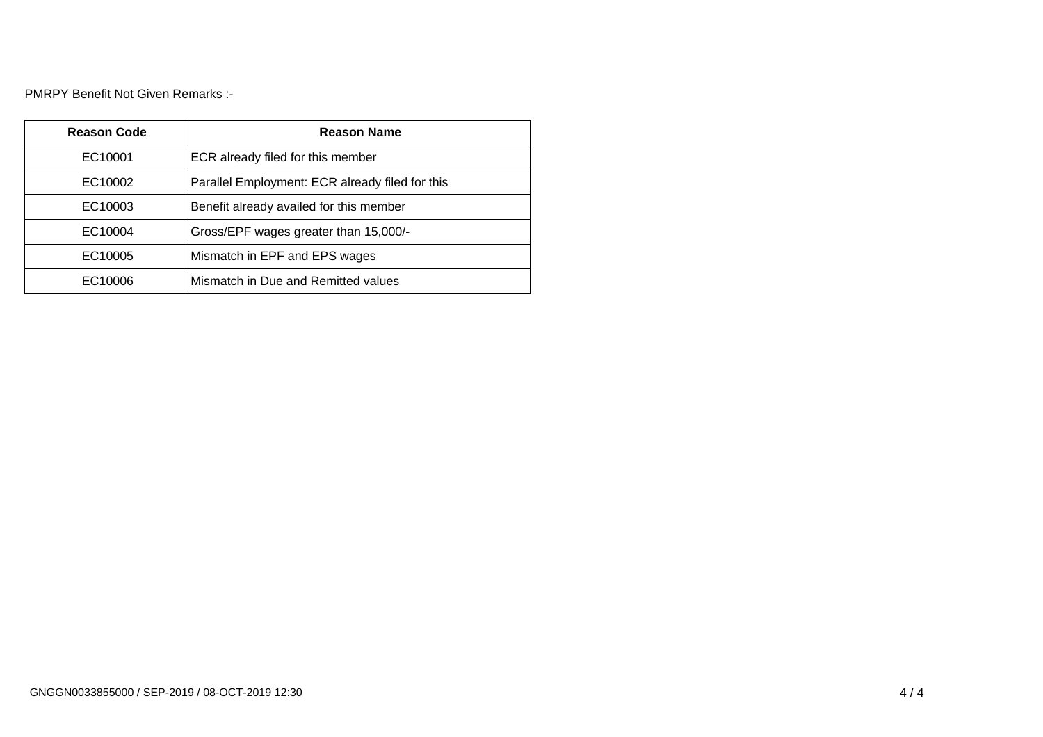PMRPY Benefit Not Given Remarks :-

| Reason Code | Reason Name |
|---|---|
| EC10001 | ECR already filed for this member |
| EC10002 | Parallel Employment: ECR already filed for this |
| EC10003 | Benefit already availed for this member |
| EC10004 | Gross/EPF wages greater than 15,000/- |
| EC10005 | Mismatch in EPF and EPS wages |
| EC10006 | Mismatch in Due and Remitted values |